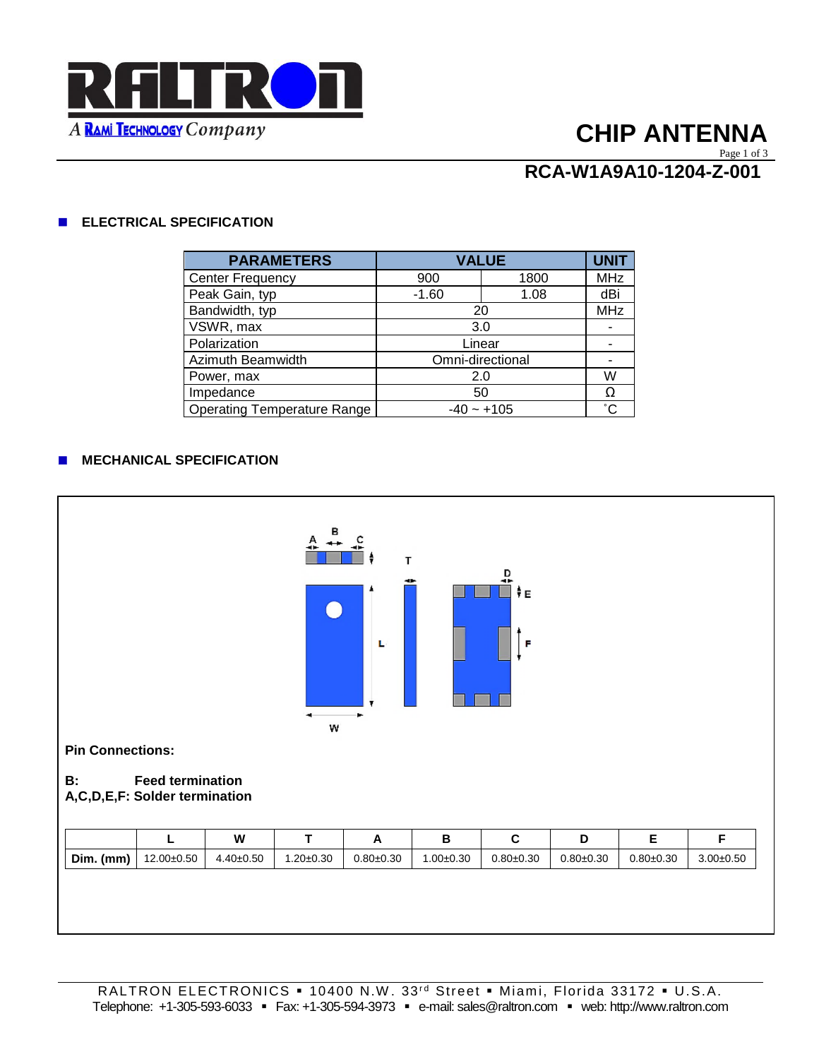# CHIP ANTENNA

## RCA-W1A9A10-1204-Z-001

### ELECTRICAL SPECIFICATION

| PARAMETERS | VALUE | | UNIT |
|---|---|---|---|
| Center Frequency | 900 | 1800 | MHz |
| Peak Gain, typ | -1.60 | 1.08 | dBi |
| Bandwidth, typ | 20 | | MHz |
| VSWR, max | 3.0 | | - |
| Polarization | Linear | | - |
| Azimuth Beamwidth | Omni-directional | | - |
| Power, max | 2.0 | | W |
| Impedance | 50 | | Ω |
| Operating Temperature Range | -40 ~ +105 | | ˚C |

### MECHANICAL SPECIFICATION

**Pin Connections:**

**B: Feed termination**
**A,C,D,E,F: Solder termination**

| | L | W | T | A | B | C | D | E | F |
|---|---|---|---|---|---|---|---|---|---|
| **Dim. (mm)** | 12.00±0.50 | 4.40±0.50 | 1.20±0.30 | 0.80±0.30 | 1.00±0.30 | 0.80±0.30 | 0.80±0.30 | 0.80±0.30 | 3.00±0.50 |

RALTRON ELECTRONICS ▪ 10400 N.W. 33rd Street ▪ Miami, Florida 33172 ▪ U.S.A.
Telephone: +1-305-593-6033 ▪ Fax: +1-305-594-3973 ▪ e-mail: sales@raltron.com ▪ web: http://www.raltron.com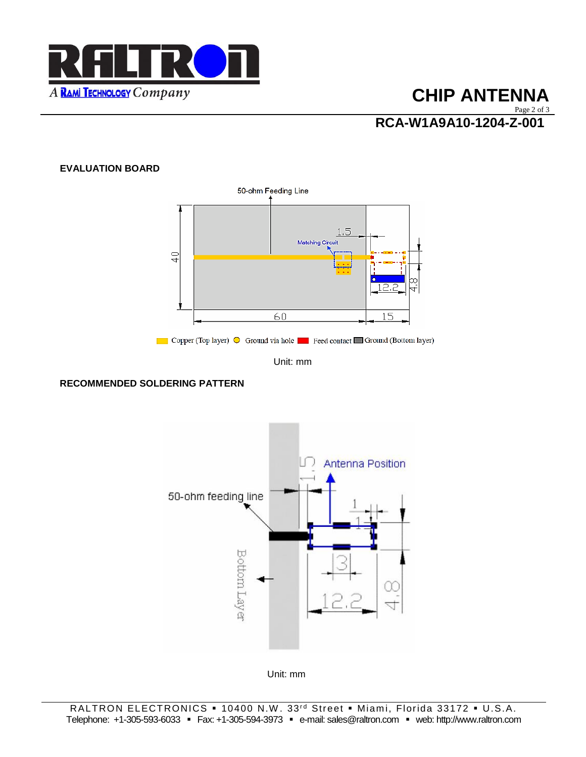## EVALUATION BOARD

Copper (Top layer) Ground via hole Feed contact Ground (Bottom layer)

Unit: mm

## RECOMMENDED SOLDERING PATTERN

Unit: mm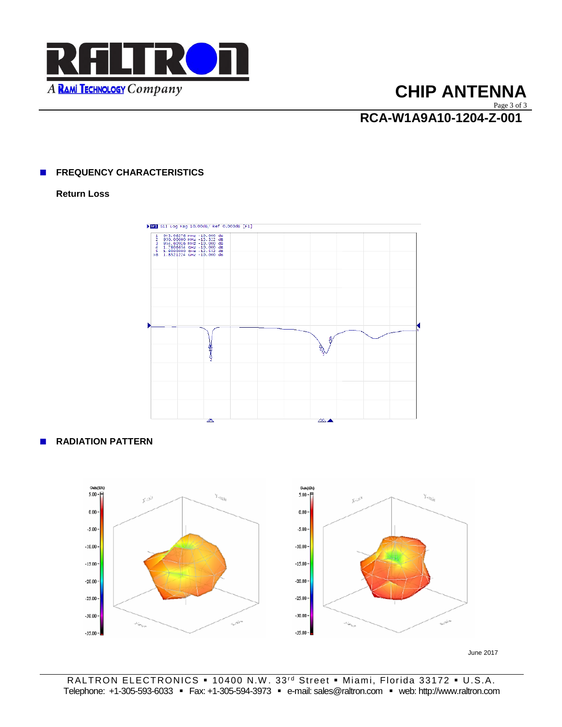## FREQUENCY CHARACTERISTICS

**Return Loss**

Tr1 S11 Log Mag 10.00dB/ Ref 0.000dB [F1]

1 843.06276 MHz -10.000 dB
2 930.00000 MHz -15.322 dB
3 954.60916 MHz -10.000 dB
4 1.7806634 GHz -10.000 dB
5 1.8000000 GHz -12.532 dB
>6 1.8521224 GHz -10.000 dB

## RADIATION PATTERN

Gain(dBi)
5.00
0.00
-5.00
-10.00
-15.00
-20.00
-25.00
-30.00
-35.00

June 2017

RALTRON ELECTRONICS ▪ 10400 N.W. 33rd Street ▪ Miami, Florida 33172 ▪ U.S.A.
Telephone: +1-305-593-6033 ▪ Fax: +1-305-594-3973 ▪ e-mail: sales@raltron.com ▪ web: http://www.raltron.com